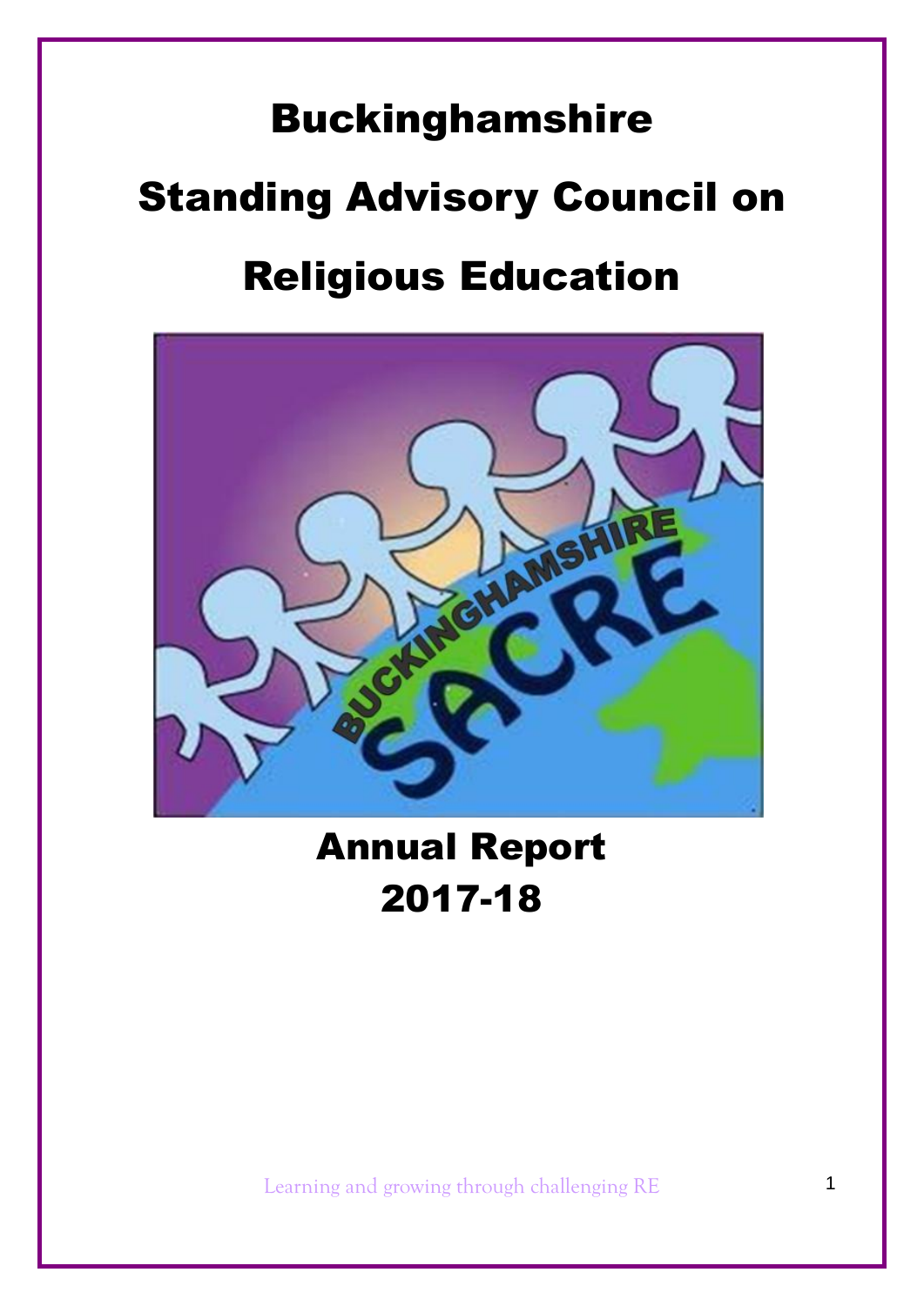# Buckinghamshire

# Standing Advisory Council on

# Religious Education

## Annual Report
## 2017-18

Learning and growing through challenging RE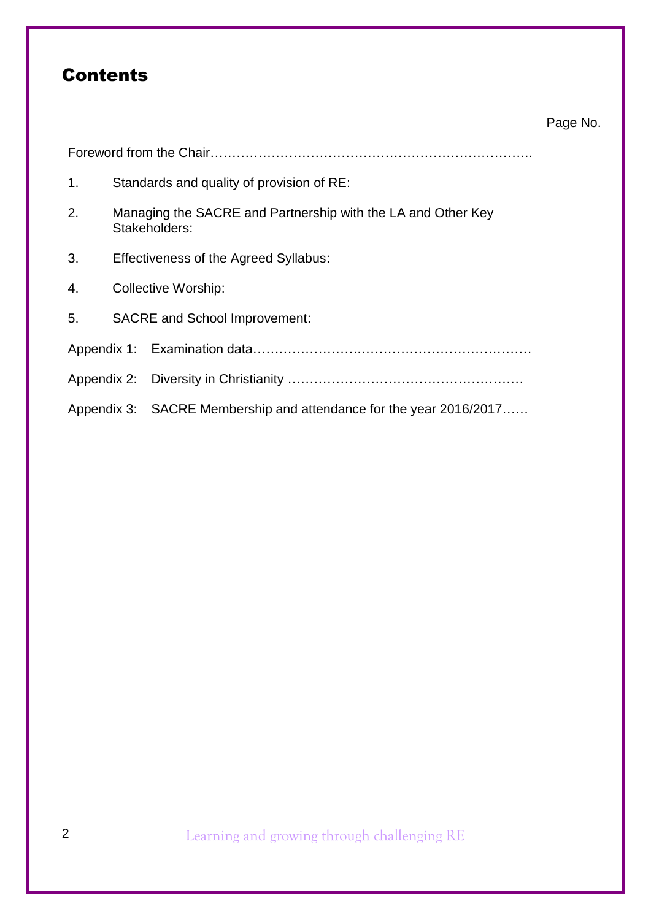## Contents

Page No.

Foreword from the Chair………………………………………………………………..

1. Standards and quality of provision of RE:
2. Managing the SACRE and Partnership with the LA and Other Key Stakeholders:
3. Effectiveness of the Agreed Syllabus:
4. Collective Worship:
5. SACRE and School Improvement:

Appendix 1: Examination data…………………….………………………………

Appendix 2: Diversity in Christianity ………………………………………………

Appendix 3: SACRE Membership and attendance for the year 2016/2017……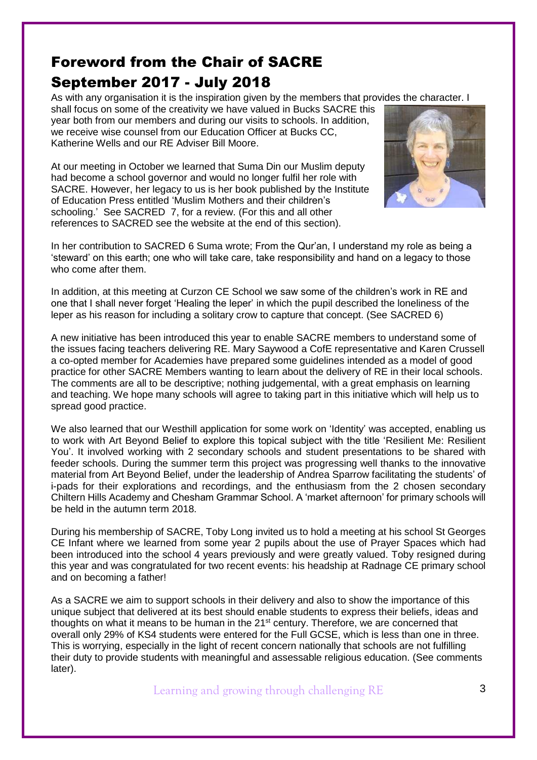# Foreword from the Chair of SACRE September 2017 - July 2018

As with any organisation it is the inspiration given by the members that provides the character. I shall focus on some of the creativity we have valued in Bucks SACRE this year both from our members and during our visits to schools. In addition, we receive wise counsel from our Education Officer at Bucks CC, Katherine Wells and our RE Adviser Bill Moore.

At our meeting in October we learned that Suma Din our Muslim deputy had become a school governor and would no longer fulfil her role with SACRE. However, her legacy to us is her book published by the Institute of Education Press entitled 'Muslim Mothers and their children's schooling.' See SACRED 7, for a review. (For this and all other references to SACRED see the website at the end of this section).

In her contribution to SACRED 6 Suma wrote; From the Qur'an, I understand my role as being a 'steward' on this earth; one who will take care, take responsibility and hand on a legacy to those who come after them.

In addition, at this meeting at Curzon CE School we saw some of the children's work in RE and one that I shall never forget 'Healing the leper' in which the pupil described the loneliness of the leper as his reason for including a solitary crow to capture that concept. (See SACRED 6)

A new initiative has been introduced this year to enable SACRE members to understand some of the issues facing teachers delivering RE. Mary Saywood a CofE representative and Karen Crussell a co-opted member for Academies have prepared some guidelines intended as a model of good practice for other SACRE Members wanting to learn about the delivery of RE in their local schools. The comments are all to be descriptive; nothing judgemental, with a great emphasis on learning and teaching. We hope many schools will agree to taking part in this initiative which will help us to spread good practice.

We also learned that our Westhill application for some work on 'Identity' was accepted, enabling us to work with Art Beyond Belief to explore this topical subject with the title 'Resilient Me: Resilient You'. It involved working with 2 secondary schools and student presentations to be shared with feeder schools. During the summer term this project was progressing well thanks to the innovative material from Art Beyond Belief, under the leadership of Andrea Sparrow facilitating the students' of i-pads for their explorations and recordings, and the enthusiasm from the 2 chosen secondary Chiltern Hills Academy and Chesham Grammar School. A 'market afternoon' for primary schools will be held in the autumn term 2018.

During his membership of SACRE, Toby Long invited us to hold a meeting at his school St Georges CE Infant where we learned from some year 2 pupils about the use of Prayer Spaces which had been introduced into the school 4 years previously and were greatly valued. Toby resigned during this year and was congratulated for two recent events: his headship at Radnage CE primary school and on becoming a father!

As a SACRE we aim to support schools in their delivery and also to show the importance of this unique subject that delivered at its best should enable students to express their beliefs, ideas and thoughts on what it means to be human in the 21st century. Therefore, we are concerned that overall only 29% of KS4 students were entered for the Full GCSE, which is less than one in three. This is worrying, especially in the light of recent concern nationally that schools are not fulfilling their duty to provide students with meaningful and assessable religious education. (See comments later).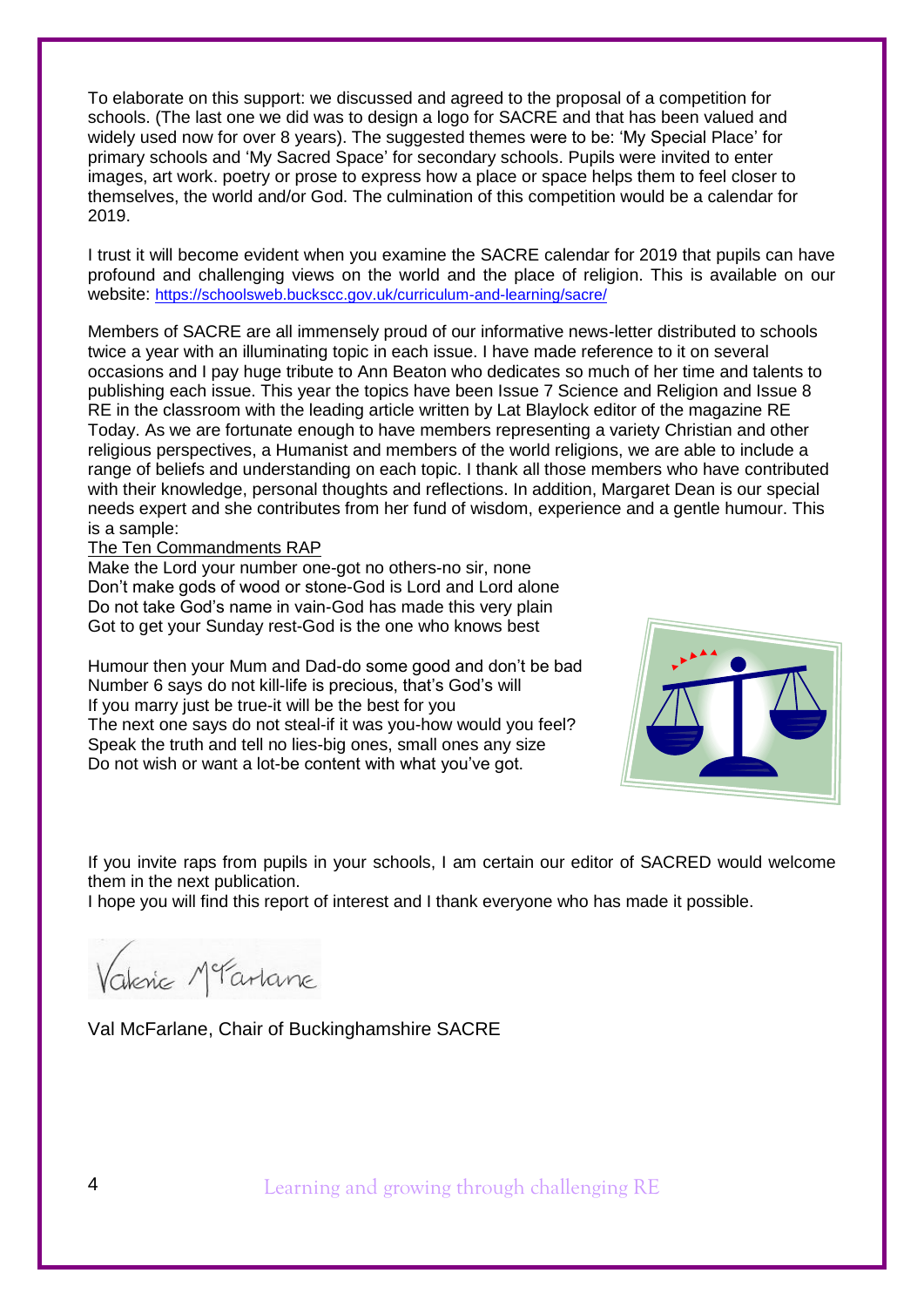To elaborate on this support: we discussed and agreed to the proposal of a competition for schools. (The last one we did was to design a logo for SACRE and that has been valued and widely used now for over 8 years). The suggested themes were to be: 'My Special Place' for primary schools and 'My Sacred Space' for secondary schools. Pupils were invited to enter images, art work. poetry or prose to express how a place or space helps them to feel closer to themselves, the world and/or God. The culmination of this competition would be a calendar for 2019.

I trust it will become evident when you examine the SACRE calendar for 2019 that pupils can have profound and challenging views on the world and the place of religion. This is available on our website: https://schoolsweb.buckscc.gov.uk/curriculum-and-learning/sacre/

Members of SACRE are all immensely proud of our informative news-letter distributed to schools twice a year with an illuminating topic in each issue. I have made reference to it on several occasions and I pay huge tribute to Ann Beaton who dedicates so much of her time and talents to publishing each issue. This year the topics have been Issue 7 Science and Religion and Issue 8 RE in the classroom with the leading article written by Lat Blaylock editor of the magazine RE Today. As we are fortunate enough to have members representing a variety Christian and other religious perspectives, a Humanist and members of the world religions, we are able to include a range of beliefs and understanding on each topic. I thank all those members who have contributed with their knowledge, personal thoughts and reflections. In addition, Margaret Dean is our special needs expert and she contributes from her fund of wisdom, experience and a gentle humour. This is a sample:

The Ten Commandments RAP

Make the Lord your number one-got no others-no sir, none
Don't make gods of wood or stone-God is Lord and Lord alone
Do not take God's name in vain-God has made this very plain
Got to get your Sunday rest-God is the one who knows best

Humour then your Mum and Dad-do some good and don't be bad
Number 6 says do not kill-life is precious, that's God's will
If you marry just be true-it will be the best for you
The next one says do not steal-if it was you-how would you feel?
Speak the truth and tell no lies-big ones, small ones any size
Do not wish or want a lot-be content with what you've got.

If you invite raps from pupils in your schools, I am certain our editor of SACRED would welcome them in the next publication.

I hope you will find this report of interest and I thank everyone who has made it possible.

Valerie McFarlane

Val McFarlane, Chair of Buckinghamshire SACRE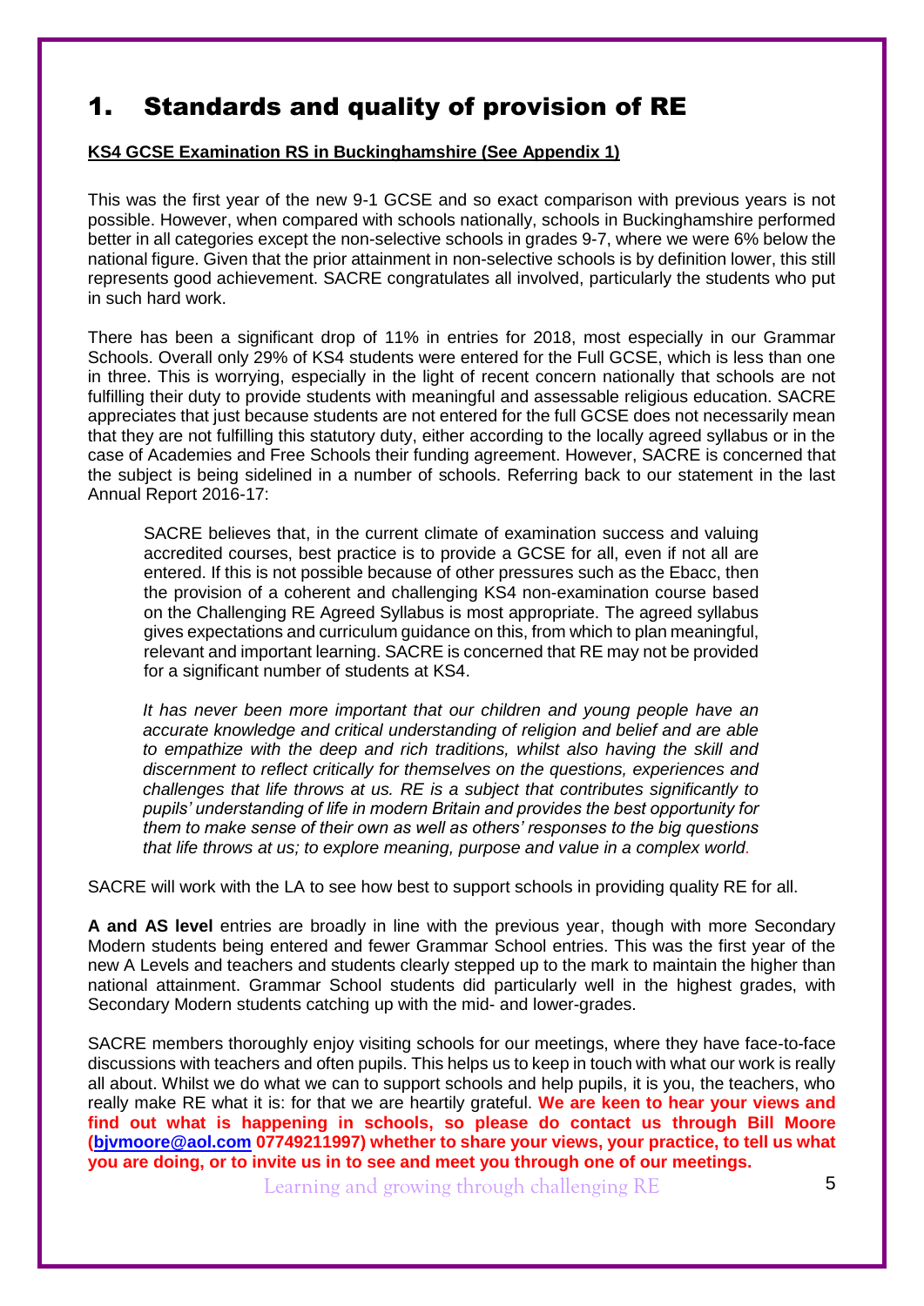# 1. Standards and quality of provision of RE

**KS4 GCSE Examination RS in Buckinghamshire (See Appendix 1)**

This was the first year of the new 9-1 GCSE and so exact comparison with previous years is not possible. However, when compared with schools nationally, schools in Buckinghamshire performed better in all categories except the non-selective schools in grades 9-7, where we were 6% below the national figure. Given that the prior attainment in non-selective schools is by definition lower, this still represents good achievement. SACRE congratulates all involved, particularly the students who put in such hard work.

There has been a significant drop of 11% in entries for 2018, most especially in our Grammar Schools. Overall only 29% of KS4 students were entered for the Full GCSE, which is less than one in three. This is worrying, especially in the light of recent concern nationally that schools are not fulfilling their duty to provide students with meaningful and assessable religious education. SACRE appreciates that just because students are not entered for the full GCSE does not necessarily mean that they are not fulfilling this statutory duty, either according to the locally agreed syllabus or in the case of Academies and Free Schools their funding agreement. However, SACRE is concerned that the subject is being sidelined in a number of schools. Referring back to our statement in the last Annual Report 2016-17:

> SACRE believes that, in the current climate of examination success and valuing accredited courses, best practice is to provide a GCSE for all, even if not all are entered. If this is not possible because of other pressures such as the Ebacc, then the provision of a coherent and challenging KS4 non-examination course based on the Challenging RE Agreed Syllabus is most appropriate. The agreed syllabus gives expectations and curriculum guidance on this, from which to plan meaningful, relevant and important learning. SACRE is concerned that RE may not be provided for a significant number of students at KS4.
>
> *It has never been more important that our children and young people have an accurate knowledge and critical understanding of religion and belief and are able to empathize with the deep and rich traditions, whilst also having the skill and discernment to reflect critically for themselves on the questions, experiences and challenges that life throws at us. RE is a subject that contributes significantly to pupils' understanding of life in modern Britain and provides the best opportunity for them to make sense of their own as well as others' responses to the big questions that life throws at us; to explore meaning, purpose and value in a complex world.*

SACRE will work with the LA to see how best to support schools in providing quality RE for all.

**A and AS level** entries are broadly in line with the previous year, though with more Secondary Modern students being entered and fewer Grammar School entries. This was the first year of the new A Levels and teachers and students clearly stepped up to the mark to maintain the higher than national attainment. Grammar School students did particularly well in the highest grades, with Secondary Modern students catching up with the mid- and lower-grades.

SACRE members thoroughly enjoy visiting schools for our meetings, where they have face-to-face discussions with teachers and often pupils. This helps us to keep in touch with what our work is really all about. Whilst we do what we can to support schools and help pupils, it is you, the teachers, who really make RE what it is: for that we are heartily grateful. **We are keen to hear your views and find out what is happening in schools, so please do contact us through Bill Moore (bjvmoore@aol.com 07749211997) whether to share your views, your practice, to tell us what you are doing, or to invite us in to see and meet you through one of our meetings.**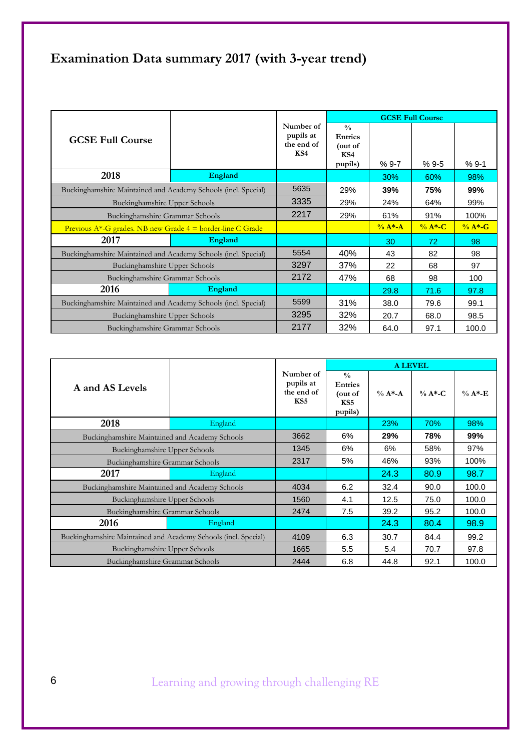# Examination Data summary 2017 (with 3-year trend)

| GCSE Full Course | | Number of pupils at the end of KS4 | % Entries (out of KS4 pupils) | GCSE Full Course | | |
|---|---|---|---|---|---|---|
| | | | | % 9-7 | % 9-5 | % 9-1 |
| **2018** | **England** | | | 30% | 60% | 98% |
| Buckinghamshire Maintained and Academy Schools (incl. Special) | | 5635 | 29% | **39%** | **75%** | **99%** |
| Buckinghamshire Upper Schools | | 3335 | 29% | 24% | 64% | 99% |
| Buckinghamshire Grammar Schools | | 2217 | 29% | 61% | 91% | 100% |
| Previous A*-G grades. NB new Grade 4 = border-line C Grade | | | | **% A*-A** | **% A*-C** | **% A*-G** |
| **2017** | **England** | | | 30 | 72 | 98 |
| Buckinghamshire Maintained and Academy Schools (incl. Special) | | 5554 | 40% | 43 | 82 | 98 |
| Buckinghamshire Upper Schools | | 3297 | 37% | 22 | 68 | 97 |
| Buckinghamshire Grammar Schools | | 2172 | 47% | 68 | 98 | 100 |
| **2016** | **England** | | | 29.8 | 71.6 | 97.8 |
| Buckinghamshire Maintained and Academy Schools (incl. Special) | | 5599 | 31% | 38.0 | 79.6 | 99.1 |
| Buckinghamshire Upper Schools | | 3295 | 32% | 20.7 | 68.0 | 98.5 |
| Buckinghamshire Grammar Schools | | 2177 | 32% | 64.0 | 97.1 | 100.0 |

| A and AS Levels | | Number of pupils at the end of KS5 | % Entries (out of KS5 pupils) | A LEVEL | | |
|---|---|---|---|---|---|---|
| | | | | % A*-A | % A*-C | % A*-E |
| **2018** | England | | | 23% | 70% | 98% |
| Buckinghamshire Maintained and Academy Schools | | 3662 | 6% | **29%** | **78%** | **99%** |
| Buckinghamshire Upper Schools | | 1345 | 6% | 6% | 58% | 97% |
| Buckinghamshire Grammar Schools | | 2317 | 5% | 46% | 93% | 100% |
| **2017** | England | | | 24.3 | 80.9 | 98.7 |
| Buckinghamshire Maintained and Academy Schools | | 4034 | 6.2 | 32.4 | 90.0 | 100.0 |
| Buckinghamshire Upper Schools | | 1560 | 4.1 | 12.5 | 75.0 | 100.0 |
| Buckinghamshire Grammar Schools | | 2474 | 7.5 | 39.2 | 95.2 | 100.0 |
| **2016** | England | | | 24.3 | 80.4 | 98.9 |
| Buckinghamshire Maintained and Academy Schools (incl. Special) | | 4109 | 6.3 | 30.7 | 84.4 | 99.2 |
| Buckinghamshire Upper Schools | | 1665 | 5.5 | 5.4 | 70.7 | 97.8 |
| Buckinghamshire Grammar Schools | | 2444 | 6.8 | 44.8 | 92.1 | 100.0 |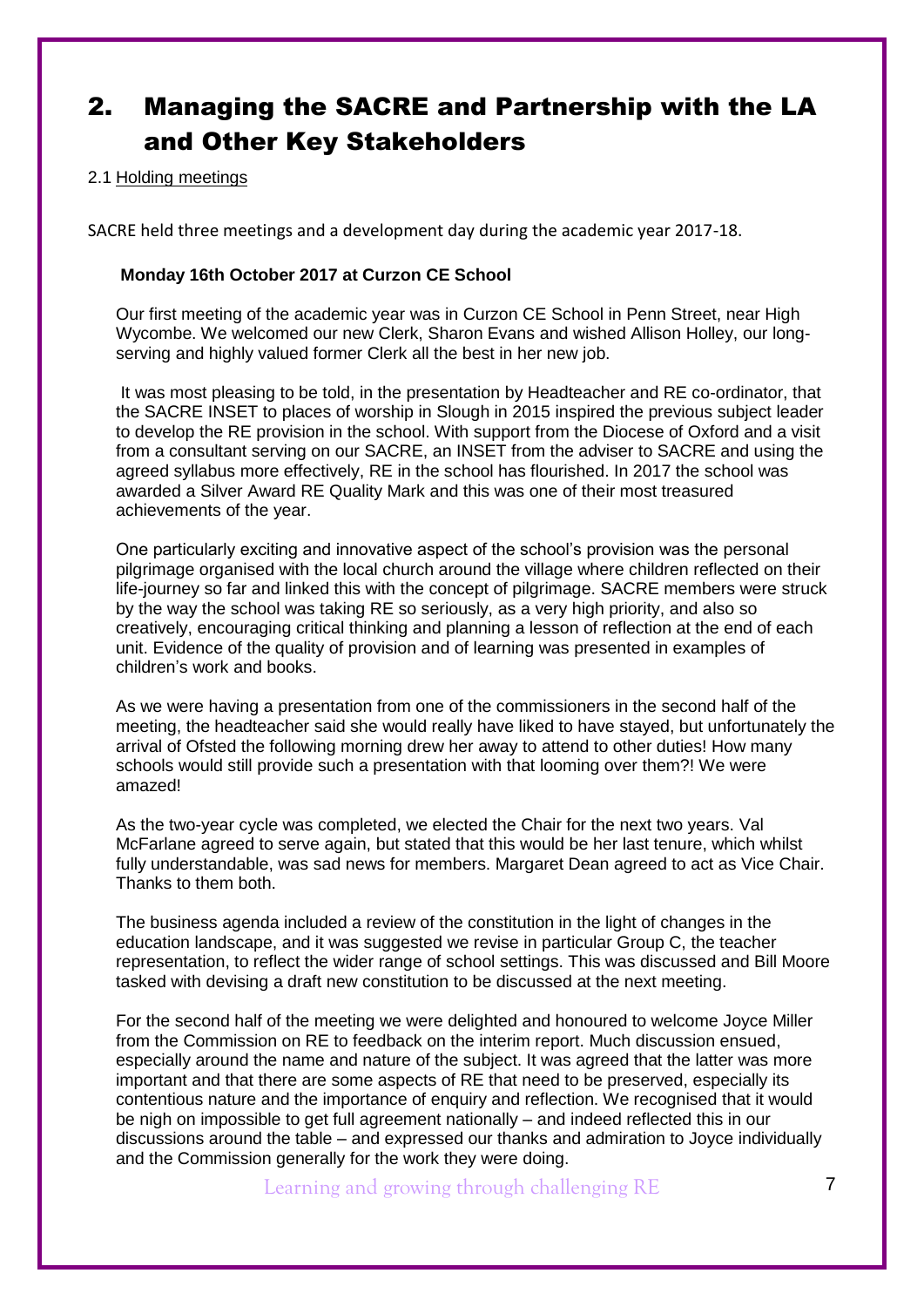# 2. Managing the SACRE and Partnership with the LA and Other Key Stakeholders

2.1 Holding meetings

SACRE held three meetings and a development day during the academic year 2017-18.

**Monday 16th October 2017 at Curzon CE School**

Our first meeting of the academic year was in Curzon CE School in Penn Street, near High Wycombe. We welcomed our new Clerk, Sharon Evans and wished Allison Holley, our long-serving and highly valued former Clerk all the best in her new job.

It was most pleasing to be told, in the presentation by Headteacher and RE co-ordinator, that the SACRE INSET to places of worship in Slough in 2015 inspired the previous subject leader to develop the RE provision in the school. With support from the Diocese of Oxford and a visit from a consultant serving on our SACRE, an INSET from the adviser to SACRE and using the agreed syllabus more effectively, RE in the school has flourished. In 2017 the school was awarded a Silver Award RE Quality Mark and this was one of their most treasured achievements of the year.

One particularly exciting and innovative aspect of the school's provision was the personal pilgrimage organised with the local church around the village where children reflected on their life-journey so far and linked this with the concept of pilgrimage. SACRE members were struck by the way the school was taking RE so seriously, as a very high priority, and also so creatively, encouraging critical thinking and planning a lesson of reflection at the end of each unit. Evidence of the quality of provision and of learning was presented in examples of children's work and books.

As we were having a presentation from one of the commissioners in the second half of the meeting, the headteacher said she would really have liked to have stayed, but unfortunately the arrival of Ofsted the following morning drew her away to attend to other duties! How many schools would still provide such a presentation with that looming over them?! We were amazed!

As the two-year cycle was completed, we elected the Chair for the next two years. Val McFarlane agreed to serve again, but stated that this would be her last tenure, which whilst fully understandable, was sad news for members. Margaret Dean agreed to act as Vice Chair. Thanks to them both.

The business agenda included a review of the constitution in the light of changes in the education landscape, and it was suggested we revise in particular Group C, the teacher representation, to reflect the wider range of school settings. This was discussed and Bill Moore tasked with devising a draft new constitution to be discussed at the next meeting.

For the second half of the meeting we were delighted and honoured to welcome Joyce Miller from the Commission on RE to feedback on the interim report. Much discussion ensued, especially around the name and nature of the subject. It was agreed that the latter was more important and that there are some aspects of RE that need to be preserved, especially its contentious nature and the importance of enquiry and reflection. We recognised that it would be nigh on impossible to get full agreement nationally – and indeed reflected this in our discussions around the table – and expressed our thanks and admiration to Joyce individually and the Commission generally for the work they were doing.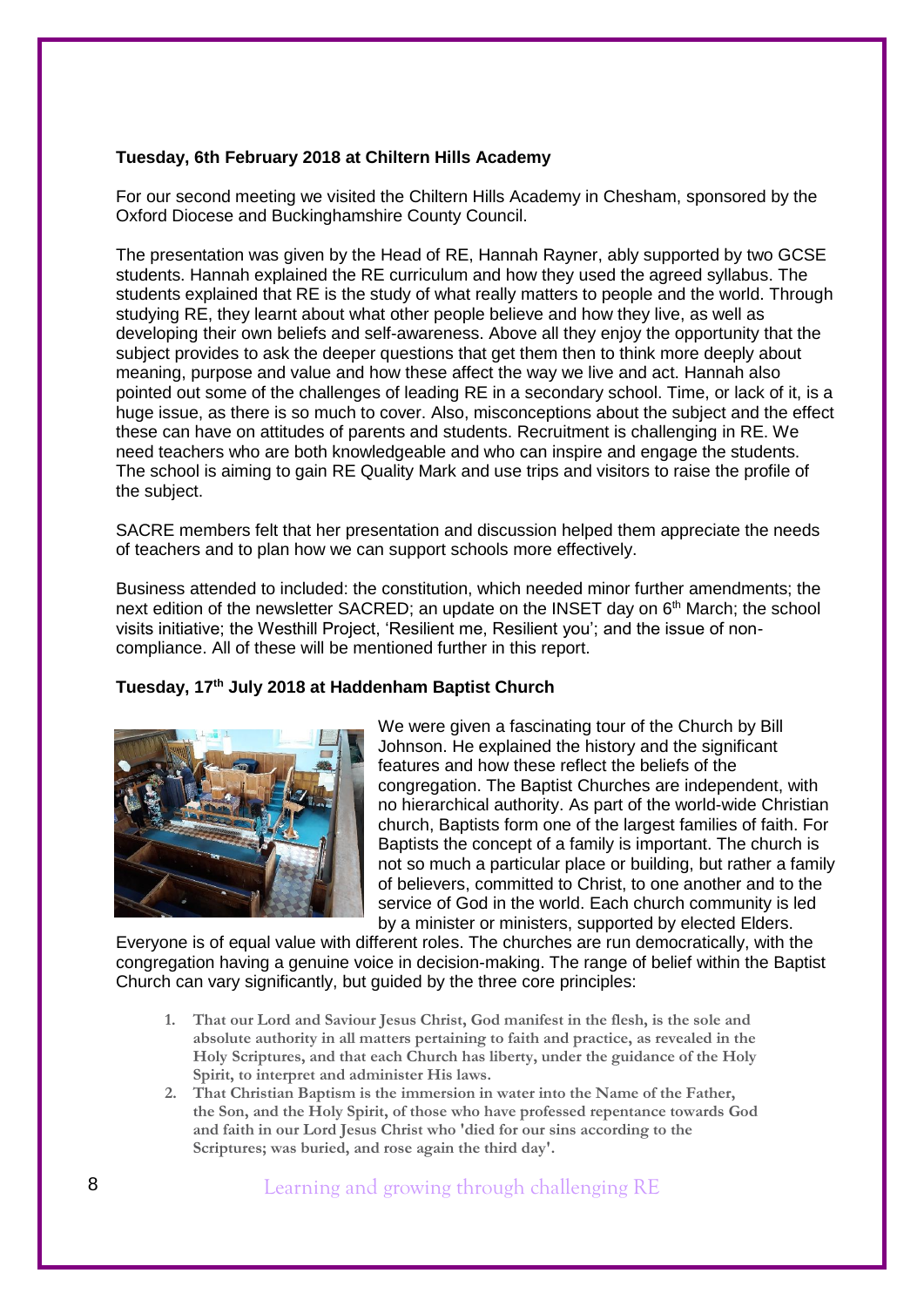**Tuesday, 6th February 2018 at Chiltern Hills Academy**

For our second meeting we visited the Chiltern Hills Academy in Chesham, sponsored by the Oxford Diocese and Buckinghamshire County Council.

The presentation was given by the Head of RE, Hannah Rayner, ably supported by two GCSE students. Hannah explained the RE curriculum and how they used the agreed syllabus. The students explained that RE is the study of what really matters to people and the world. Through studying RE, they learnt about what other people believe and how they live, as well as developing their own beliefs and self-awareness. Above all they enjoy the opportunity that the subject provides to ask the deeper questions that get them then to think more deeply about meaning, purpose and value and how these affect the way we live and act. Hannah also pointed out some of the challenges of leading RE in a secondary school. Time, or lack of it, is a huge issue, as there is so much to cover. Also, misconceptions about the subject and the effect these can have on attitudes of parents and students. Recruitment is challenging in RE. We need teachers who are both knowledgeable and who can inspire and engage the students. The school is aiming to gain RE Quality Mark and use trips and visitors to raise the profile of the subject.

SACRE members felt that her presentation and discussion helped them appreciate the needs of teachers and to plan how we can support schools more effectively.

Business attended to included: the constitution, which needed minor further amendments; the next edition of the newsletter SACRED; an update on the INSET day on 6th March; the school visits initiative; the Westhill Project, 'Resilient me, Resilient you'; and the issue of non-compliance. All of these will be mentioned further in this report.

**Tuesday, 17th July 2018 at Haddenham Baptist Church**

We were given a fascinating tour of the Church by Bill Johnson. He explained the history and the significant features and how these reflect the beliefs of the congregation. The Baptist Churches are independent, with no hierarchical authority. As part of the world-wide Christian church, Baptists form one of the largest families of faith. For Baptists the concept of a family is important. The church is not so much a particular place or building, but rather a family of believers, committed to Christ, to one another and to the service of God in the world. Each church community is led by a minister or ministers, supported by elected Elders. Everyone is of equal value with different roles. The churches are run democratically, with the congregation having a genuine voice in decision-making. The range of belief within the Baptist Church can vary significantly, but guided by the three core principles:

1. **That our Lord and Saviour Jesus Christ, God manifest in the flesh, is the sole and absolute authority in all matters pertaining to faith and practice, as revealed in the Holy Scriptures, and that each Church has liberty, under the guidance of the Holy Spirit, to interpret and administer His laws.**
2. **That Christian Baptism is the immersion in water into the Name of the Father, the Son, and the Holy Spirit, of those who have professed repentance towards God and faith in our Lord Jesus Christ who 'died for our sins according to the Scriptures; was buried, and rose again the third day'.**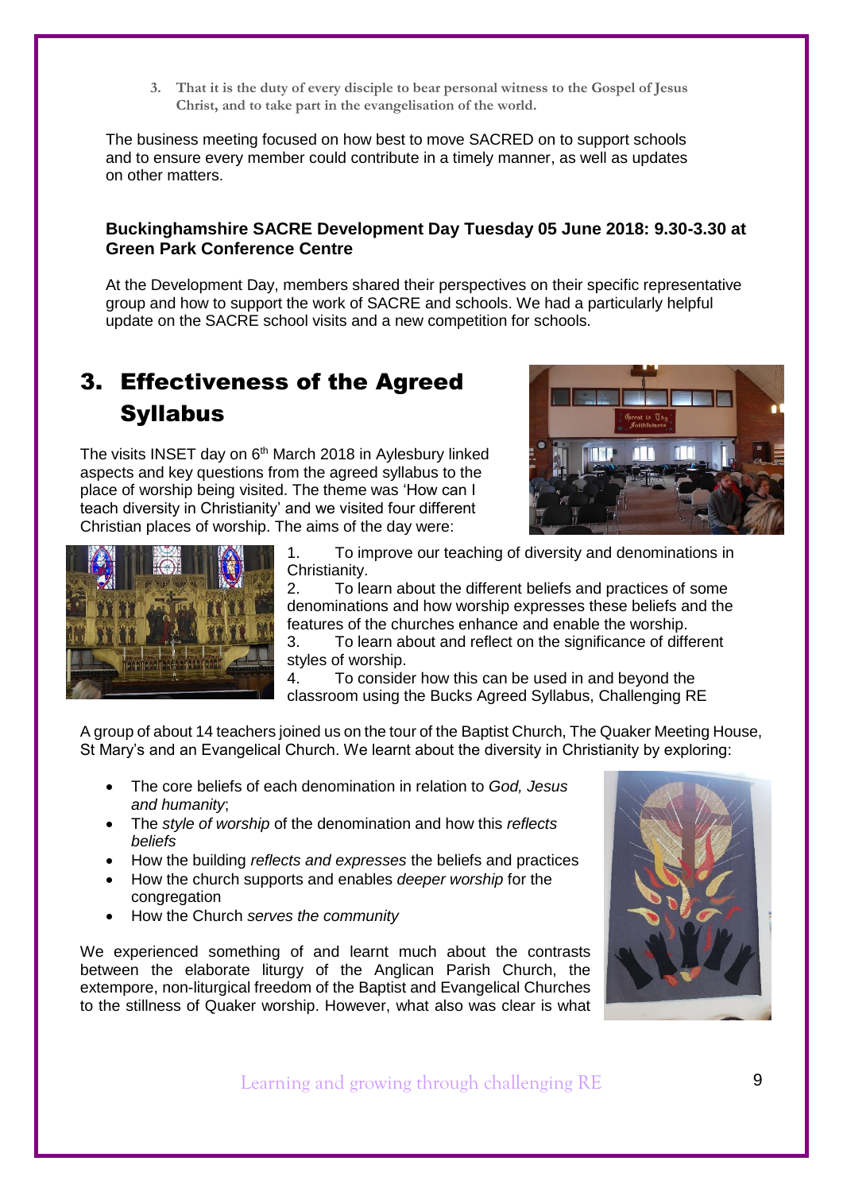3. That it is the duty of every disciple to bear personal witness to the Gospel of Jesus Christ, and to take part in the evangelisation of the world.

The business meeting focused on how best to move SACRED on to support schools and to ensure every member could contribute in a timely manner, as well as updates on other matters.

**Buckinghamshire SACRE Development Day Tuesday 05 June 2018: 9.30-3.30 at Green Park Conference Centre**

At the Development Day, members shared their perspectives on their specific representative group and how to support the work of SACRE and schools. We had a particularly helpful update on the SACRE school visits and a new competition for schools.

## 3. Effectiveness of the Agreed Syllabus

The visits INSET day on 6th March 2018 in Aylesbury linked aspects and key questions from the agreed syllabus to the place of worship being visited. The theme was 'How can I teach diversity in Christianity' and we visited four different Christian places of worship. The aims of the day were:

1. To improve our teaching of diversity and denominations in Christianity.
2. To learn about the different beliefs and practices of some denominations and how worship expresses these beliefs and the features of the churches enhance and enable the worship.
3. To learn about and reflect on the significance of different styles of worship.
4. To consider how this can be used in and beyond the classroom using the Bucks Agreed Syllabus, Challenging RE

A group of about 14 teachers joined us on the tour of the Baptist Church, The Quaker Meeting House, St Mary's and an Evangelical Church. We learnt about the diversity in Christianity by exploring:

- The core beliefs of each denomination in relation to *God, Jesus and humanity*;
- The *style of worship* of the denomination and how this *reflects beliefs*
- How the building *reflects and expresses* the beliefs and practices
- How the church supports and enables *deeper worship* for the congregation
- How the Church *serves the community*

We experienced something of and learnt much about the contrasts between the elaborate liturgy of the Anglican Parish Church, the extempore, non-liturgical freedom of the Baptist and Evangelical Churches to the stillness of Quaker worship. However, what also was clear is what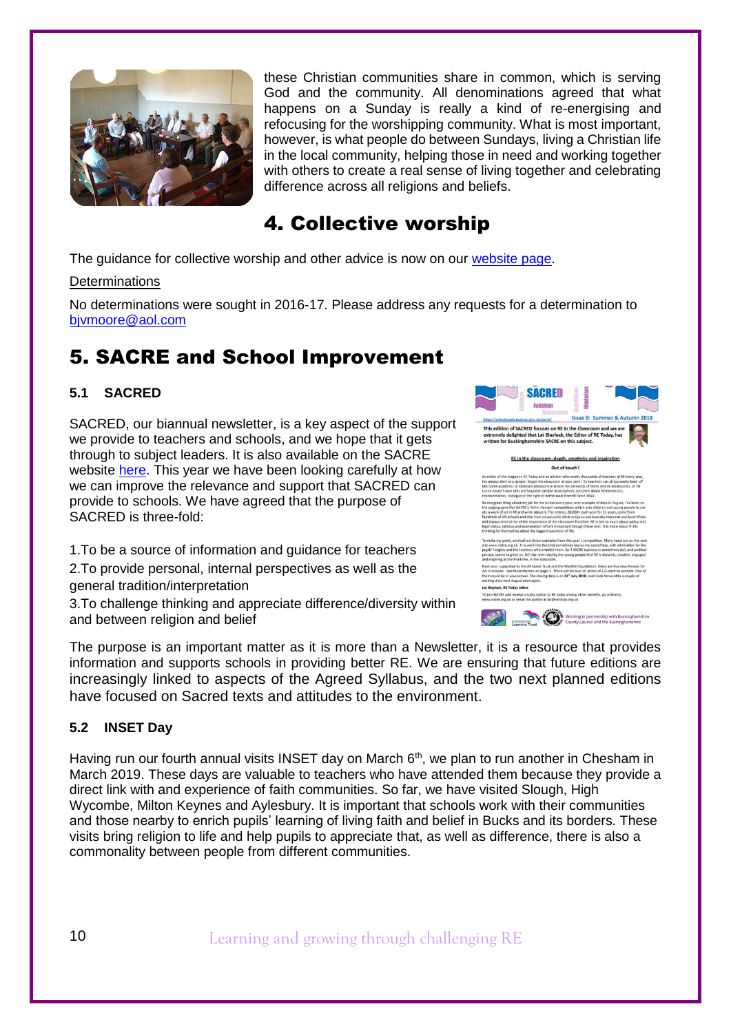these Christian communities share in common, which is serving God and the community. All denominations agreed that what happens on a Sunday is really a kind of re-energising and refocusing for the worshipping community. What is most important, however, is what people do between Sundays, living a Christian life in the local community, helping those in need and working together with others to create a real sense of living together and celebrating difference across all religions and beliefs.

# 4. Collective worship

The guidance for collective worship and other advice is now on our website page.

Determinations

No determinations were sought in 2016-17. Please address any requests for a determination to bjvmoore@aol.com

# 5. SACRE and School Improvement

### 5.1 SACRED

SACRED, our biannual newsletter, is a key aspect of the support we provide to teachers and schools, and we hope that it gets through to subject leaders. It is also available on the SACRE website here. This year we have been looking carefully at how we can improve the relevance and support that SACRED can provide to schools. We have agreed that the purpose of SACRED is three-fold:

1. To be a source of information and guidance for teachers
2. To provide personal, internal perspectives as well as the general tradition/interpretation
3. To challenge thinking and appreciate difference/diversity within and between religion and belief

The purpose is an important matter as it is more than a Newsletter, it is a resource that provides information and supports schools in providing better RE. We are ensuring that future editions are increasingly linked to aspects of the Agreed Syllabus, and the two next planned editions have focused on Sacred texts and attitudes to the environment.

### 5.2 INSET Day

Having run our fourth annual visits INSET day on March 6th, we plan to run another in Chesham in March 2019. These days are valuable to teachers who have attended them because they provide a direct link with and experience of faith communities. So far, we have visited Slough, High Wycombe, Milton Keynes and Aylesbury. It is important that schools work with their communities and those nearby to enrich pupils' learning of living faith and belief in Bucks and its borders. These visits bring religion to life and help pupils to appreciate that, as well as difference, there is also a commonality between people from different communities.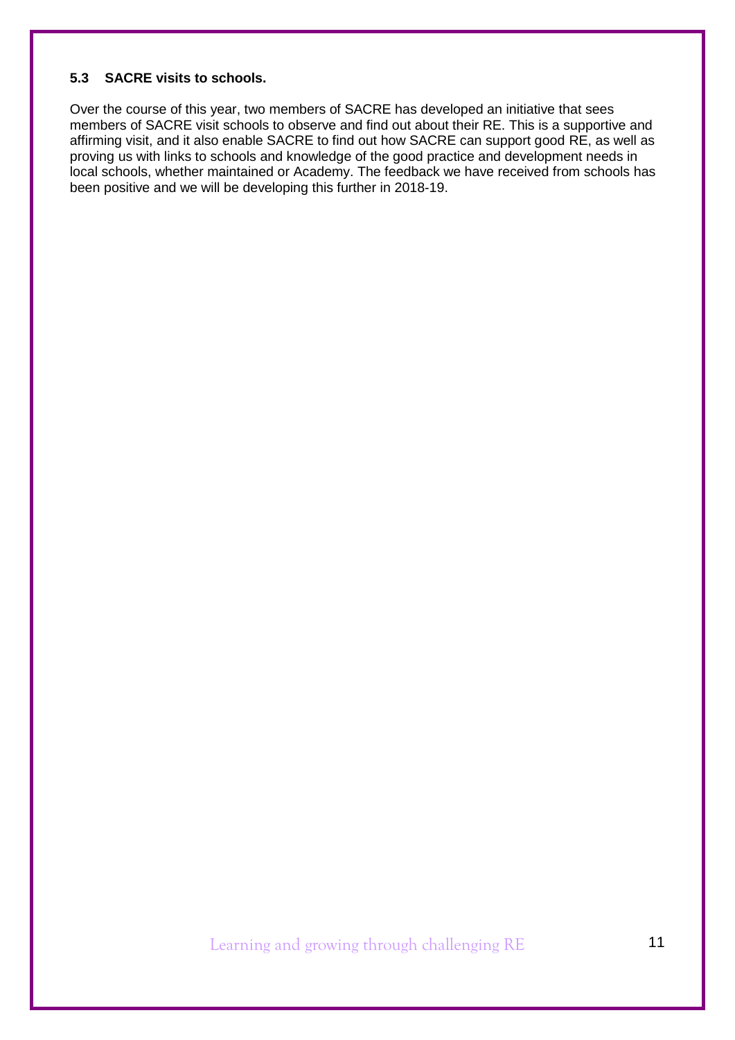### 5.3 SACRE visits to schools.

Over the course of this year, two members of SACRE has developed an initiative that sees members of SACRE visit schools to observe and find out about their RE. This is a supportive and affirming visit, and it also enable SACRE to find out how SACRE can support good RE, as well as proving us with links to schools and knowledge of the good practice and development needs in local schools, whether maintained or Academy. The feedback we have received from schools has been positive and we will be developing this further in 2018-19.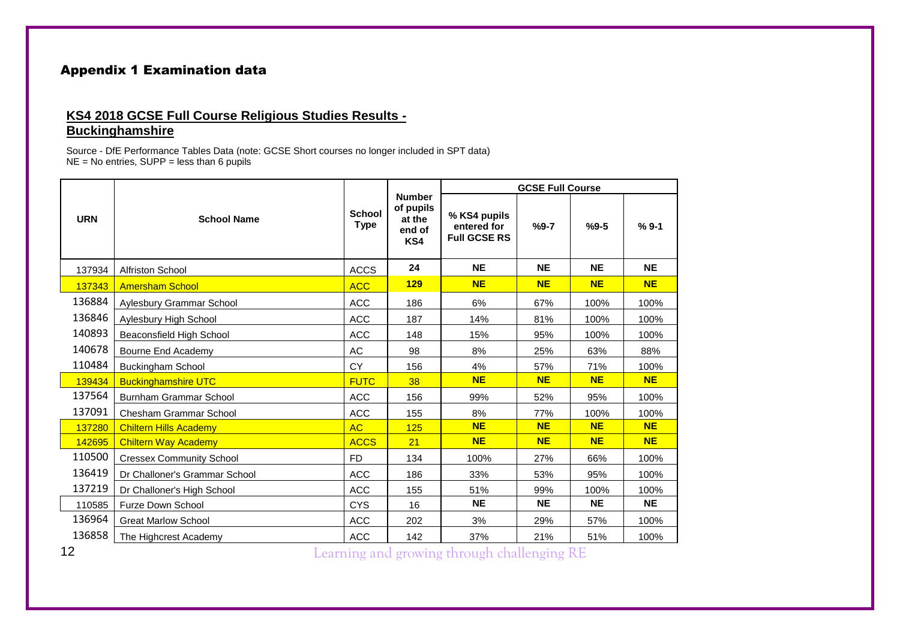## Appendix 1 Examination data

### KS4 2018 GCSE Full Course Religious Studies Results - Buckinghamshire

Source - DfE Performance Tables Data (note: GCSE Short courses no longer included in SPT data)
NE = No entries, SUPP = less than 6 pupils

| URN | School Name | School Type | Number of pupils at the end of KS4 | GCSE Full Course | | | |
|---|---|---|---|---|---|---|---|
| | | | | % KS4 pupils entered for Full GCSE RS | %9-7 | %9-5 | % 9-1 |
| 137934 | Alfriston School | ACCS | 24 | NE | NE | NE | NE |
| 137343 | Amersham School | ACC | 129 | NE | NE | NE | NE |
| 136884 | Aylesbury Grammar School | ACC | 186 | 6% | 67% | 100% | 100% |
| 136846 | Aylesbury High School | ACC | 187 | 14% | 81% | 100% | 100% |
| 140893 | Beaconsfield High School | ACC | 148 | 15% | 95% | 100% | 100% |
| 140678 | Bourne End Academy | AC | 98 | 8% | 25% | 63% | 88% |
| 110484 | Buckingham School | CY | 156 | 4% | 57% | 71% | 100% |
| 139434 | Buckinghamshire UTC | FUTC | 38 | NE | NE | NE | NE |
| 137564 | Burnham Grammar School | ACC | 156 | 99% | 52% | 95% | 100% |
| 137091 | Chesham Grammar School | ACC | 155 | 8% | 77% | 100% | 100% |
| 137280 | Chiltern Hills Academy | AC | 125 | NE | NE | NE | NE |
| 142695 | Chiltern Way Academy | ACCS | 21 | NE | NE | NE | NE |
| 110500 | Cressex Community School | FD | 134 | 100% | 27% | 66% | 100% |
| 136419 | Dr Challoner's Grammar School | ACC | 186 | 33% | 53% | 95% | 100% |
| 137219 | Dr Challoner's High School | ACC | 155 | 51% | 99% | 100% | 100% |
| 110585 | Furze Down School | CYS | 16 | NE | NE | NE | NE |
| 136964 | Great Marlow School | ACC | 202 | 3% | 29% | 57% | 100% |
| 136858 | The Highcrest Academy | ACC | 142 | 37% | 21% | 51% | 100% |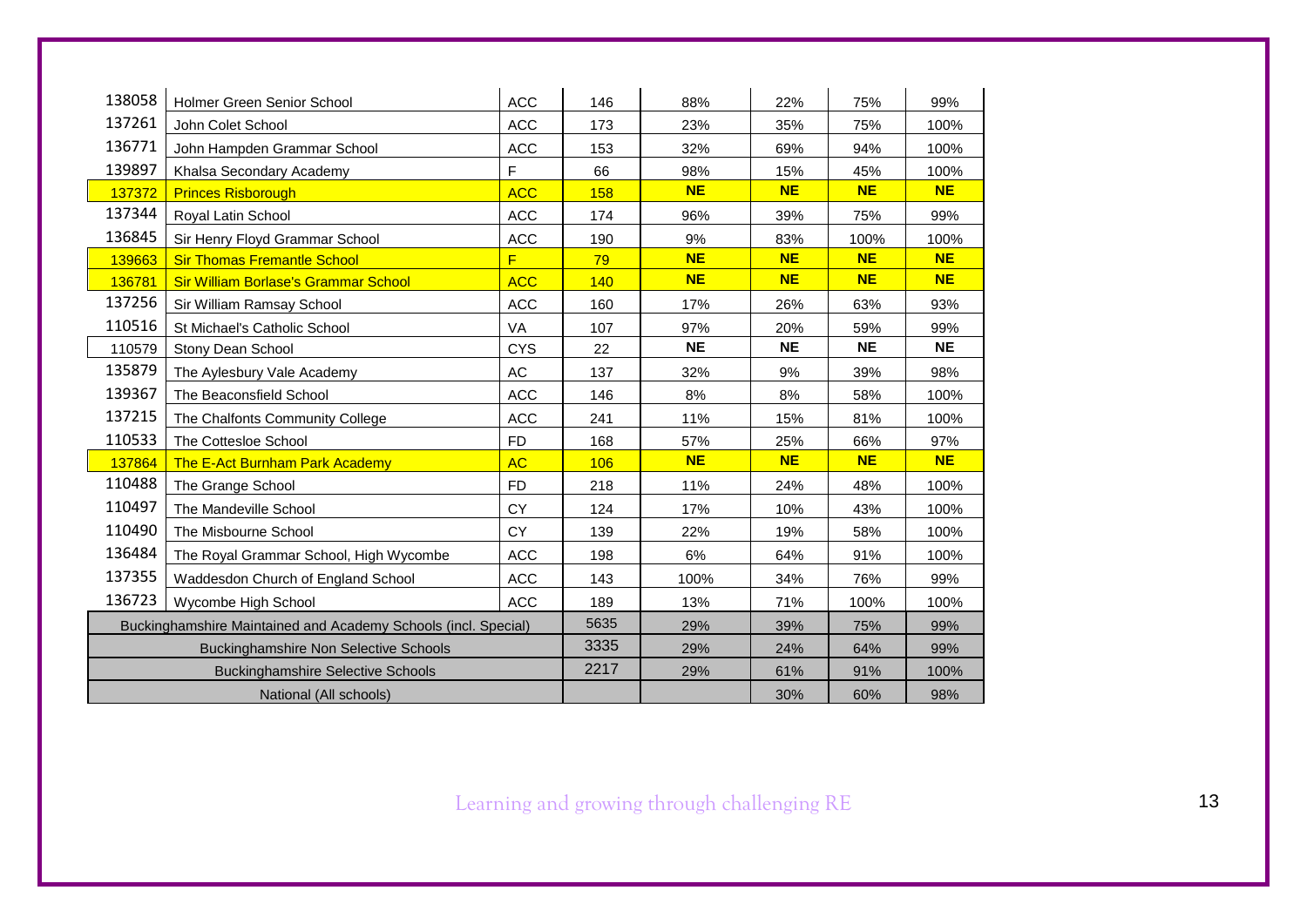| | | | | | | | |
|---|---|---|---|---|---|---|---|
| 138058 | Holmer Green Senior School | ACC | 146 | 88% | 22% | 75% | 99% |
| 137261 | John Colet School | ACC | 173 | 23% | 35% | 75% | 100% |
| 136771 | John Hampden Grammar School | ACC | 153 | 32% | 69% | 94% | 100% |
| 139897 | Khalsa Secondary Academy | F | 66 | 98% | 15% | 45% | 100% |
| 137372 | Princes Risborough | ACC | 158 | **NE** | **NE** | **NE** | **NE** |
| 137344 | Royal Latin School | ACC | 174 | 96% | 39% | 75% | 99% |
| 136845 | Sir Henry Floyd Grammar School | ACC | 190 | 9% | 83% | 100% | 100% |
| 139663 | Sir Thomas Fremantle School | F | 79 | **NE** | **NE** | **NE** | **NE** |
| 136781 | Sir William Borlase's Grammar School | ACC | 140 | **NE** | **NE** | **NE** | **NE** |
| 137256 | Sir William Ramsay School | ACC | 160 | 17% | 26% | 63% | 93% |
| 110516 | St Michael's Catholic School | VA | 107 | 97% | 20% | 59% | 99% |
| 110579 | Stony Dean School | CYS | 22 | **NE** | **NE** | **NE** | **NE** |
| 135879 | The Aylesbury Vale Academy | AC | 137 | 32% | 9% | 39% | 98% |
| 139367 | The Beaconsfield School | ACC | 146 | 8% | 8% | 58% | 100% |
| 137215 | The Chalfonts Community College | ACC | 241 | 11% | 15% | 81% | 100% |
| 110533 | The Cottesloe School | FD | 168 | 57% | 25% | 66% | 97% |
| 137864 | The E-Act Burnham Park Academy | AC | 106 | **NE** | **NE** | **NE** | **NE** |
| 110488 | The Grange School | FD | 218 | 11% | 24% | 48% | 100% |
| 110497 | The Mandeville School | CY | 124 | 17% | 10% | 43% | 100% |
| 110490 | The Misbourne School | CY | 139 | 22% | 19% | 58% | 100% |
| 136484 | The Royal Grammar School, High Wycombe | ACC | 198 | 6% | 64% | 91% | 100% |
| 137355 | Waddesdon Church of England School | ACC | 143 | 100% | 34% | 76% | 99% |
| 136723 | Wycombe High School | ACC | 189 | 13% | 71% | 100% | 100% |
| Buckinghamshire Maintained and Academy Schools (incl. Special) | | | 5635 | 29% | 39% | 75% | 99% |
| Buckinghamshire Non Selective Schools | | | 3335 | 29% | 24% | 64% | 99% |
| Buckinghamshire Selective Schools | | | 2217 | 29% | 61% | 91% | 100% |
| National (All schools) | | | | | 30% | 60% | 98% |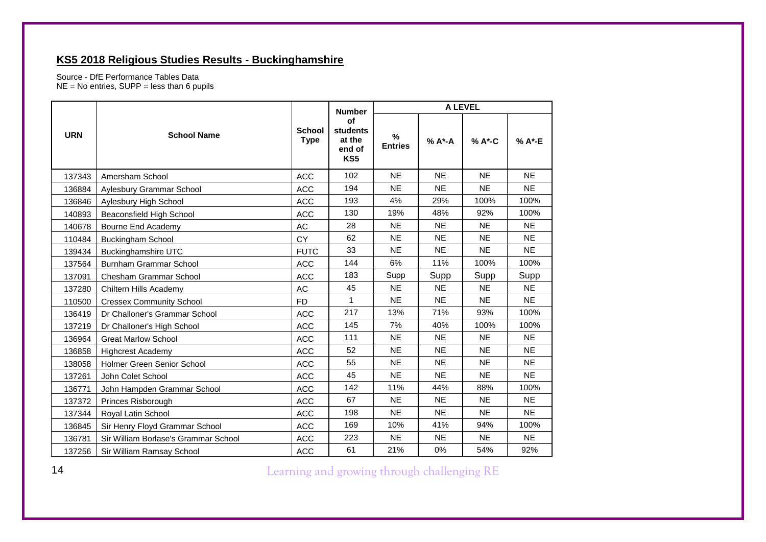## KS5 2018 Religious Studies Results - Buckinghamshire

Source - DfE Performance Tables Data
NE = No entries, SUPP = less than 6 pupils

| URN | School Name | School Type | Number of students at the end of KS5 | A LEVEL | | | |
|---|---|---|---|---|---|---|---|
| | | | | % Entries | % A*-A | % A*-C | % A*-E |
| 137343 | Amersham School | ACC | 102 | NE | NE | NE | NE |
| 136884 | Aylesbury Grammar School | ACC | 194 | NE | NE | NE | NE |
| 136846 | Aylesbury High School | ACC | 193 | 4% | 29% | 100% | 100% |
| 140893 | Beaconsfield High School | ACC | 130 | 19% | 48% | 92% | 100% |
| 140678 | Bourne End Academy | AC | 28 | NE | NE | NE | NE |
| 110484 | Buckingham School | CY | 62 | NE | NE | NE | NE |
| 139434 | Buckinghamshire UTC | FUTC | 33 | NE | NE | NE | NE |
| 137564 | Burnham Grammar School | ACC | 144 | 6% | 11% | 100% | 100% |
| 137091 | Chesham Grammar School | ACC | 183 | Supp | Supp | Supp | Supp |
| 137280 | Chiltern Hills Academy | AC | 45 | NE | NE | NE | NE |
| 110500 | Cressex Community School | FD | 1 | NE | NE | NE | NE |
| 136419 | Dr Challoner's Grammar School | ACC | 217 | 13% | 71% | 93% | 100% |
| 137219 | Dr Challoner's High School | ACC | 145 | 7% | 40% | 100% | 100% |
| 136964 | Great Marlow School | ACC | 111 | NE | NE | NE | NE |
| 136858 | Highcrest Academy | ACC | 52 | NE | NE | NE | NE |
| 138058 | Holmer Green Senior School | ACC | 55 | NE | NE | NE | NE |
| 137261 | John Colet School | ACC | 45 | NE | NE | NE | NE |
| 136771 | John Hampden Grammar School | ACC | 142 | 11% | 44% | 88% | 100% |
| 137372 | Princes Risborough | ACC | 67 | NE | NE | NE | NE |
| 137344 | Royal Latin School | ACC | 198 | NE | NE | NE | NE |
| 136845 | Sir Henry Floyd Grammar School | ACC | 169 | 10% | 41% | 94% | 100% |
| 136781 | Sir William Borlase's Grammar School | ACC | 223 | NE | NE | NE | NE |
| 137256 | Sir William Ramsay School | ACC | 61 | 21% | 0% | 54% | 92% |

Learning and growing through challenging RE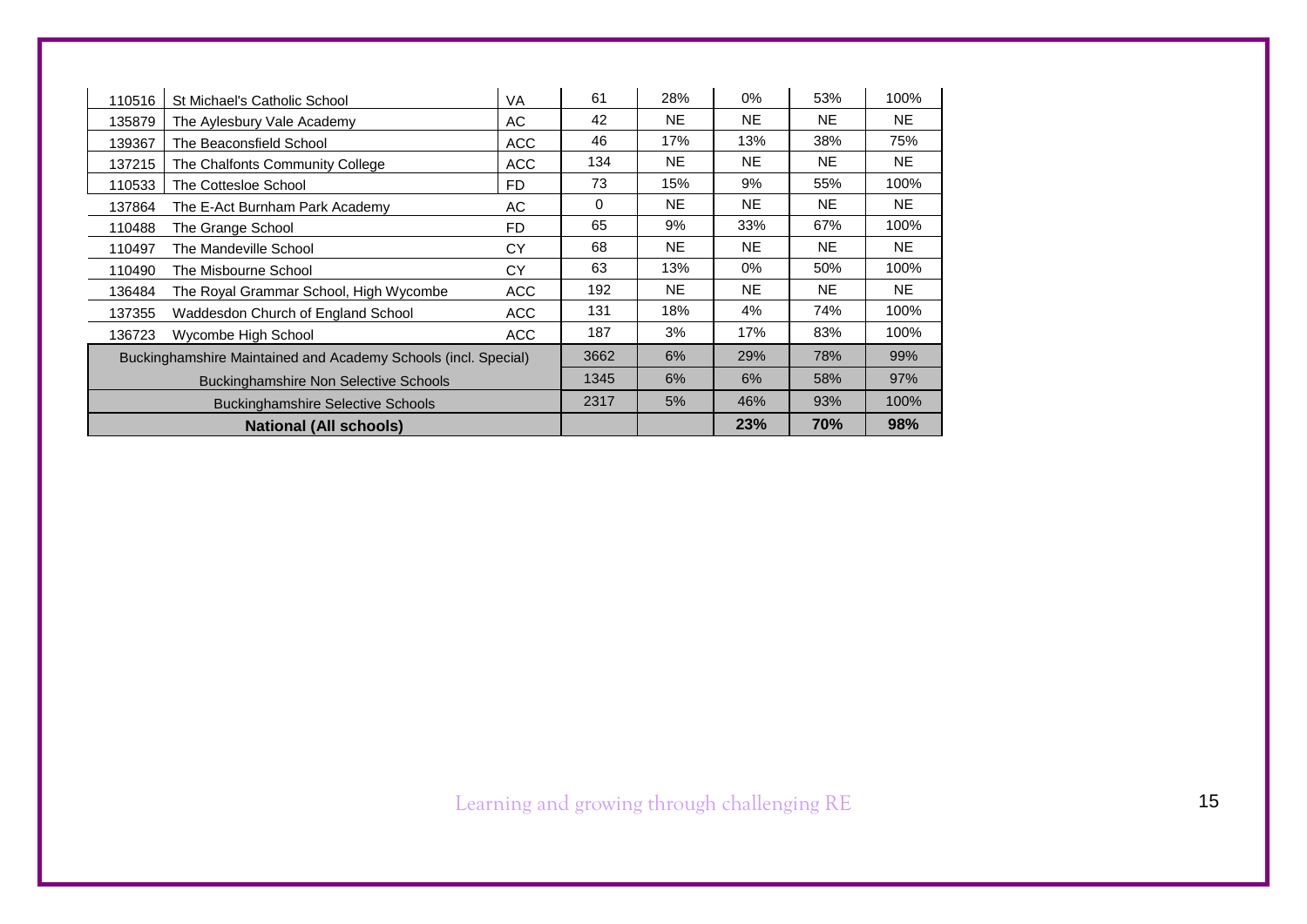| | | | | | | | |
|---|---|---|---|---|---|---|---|
| 110516 | St Michael's Catholic School | VA | 61 | 28% | 0% | 53% | 100% |
| 135879 | The Aylesbury Vale Academy | AC | 42 | NE | NE | NE | NE |
| 139367 | The Beaconsfield School | ACC | 46 | 17% | 13% | 38% | 75% |
| 137215 | The Chalfonts Community College | ACC | 134 | NE | NE | NE | NE |
| 110533 | The Cottesloe School | FD | 73 | 15% | 9% | 55% | 100% |
| 137864 | The E-Act Burnham Park Academy | AC | 0 | NE | NE | NE | NE |
| 110488 | The Grange School | FD | 65 | 9% | 33% | 67% | 100% |
| 110497 | The Mandeville School | CY | 68 | NE | NE | NE | NE |
| 110490 | The Misbourne School | CY | 63 | 13% | 0% | 50% | 100% |
| 136484 | The Royal Grammar School, High Wycombe | ACC | 192 | NE | NE | NE | NE |
| 137355 | Waddesdon Church of England School | ACC | 131 | 18% | 4% | 74% | 100% |
| 136723 | Wycombe High School | ACC | 187 | 3% | 17% | 83% | 100% |
| Buckinghamshire Maintained and Academy Schools (incl. Special) | | | 3662 | 6% | 29% | 78% | 99% |
| Buckinghamshire Non Selective Schools | | | 1345 | 6% | 6% | 58% | 97% |
| Buckinghamshire Selective Schools | | | 2317 | 5% | 46% | 93% | 100% |
| **National (All schools)** | | | | | **23%** | **70%** | **98%** |

Learning and growing through challenging RE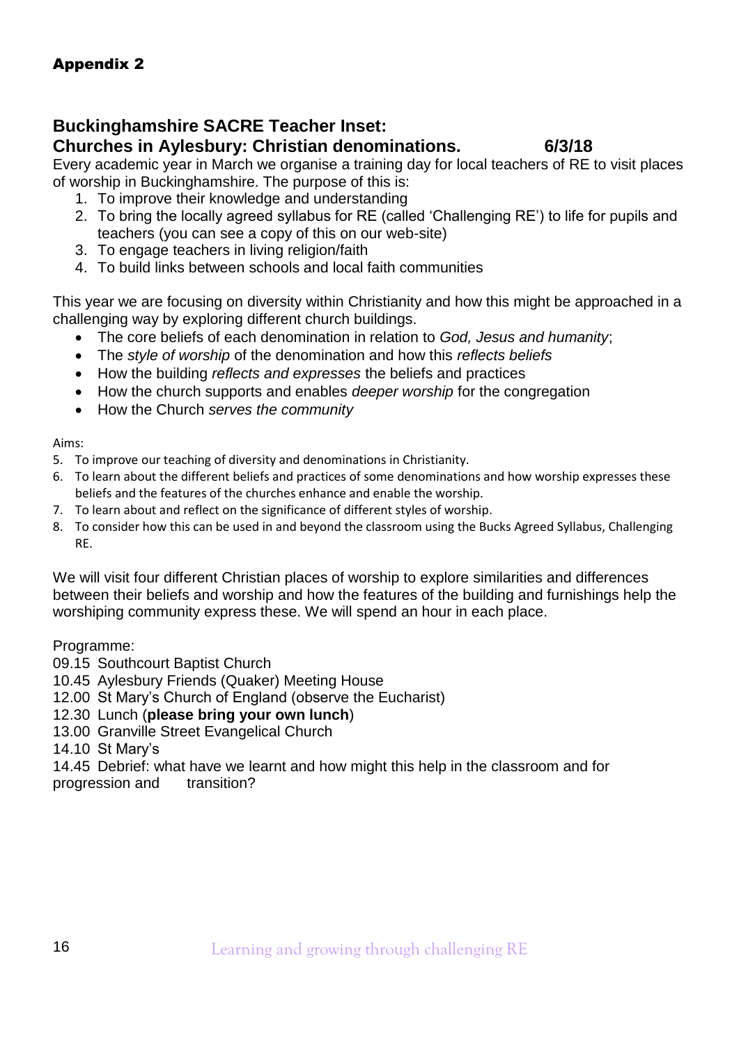**Appendix 2**

## Buckinghamshire SACRE Teacher Inset:
## Churches in Aylesbury: Christian denominations. 6/3/18

Every academic year in March we organise a training day for local teachers of RE to visit places of worship in Buckinghamshire. The purpose of this is:

1. To improve their knowledge and understanding
2. To bring the locally agreed syllabus for RE (called 'Challenging RE') to life for pupils and teachers (you can see a copy of this on our web-site)
3. To engage teachers in living religion/faith
4. To build links between schools and local faith communities

This year we are focusing on diversity within Christianity and how this might be approached in a challenging way by exploring different church buildings.

- The core beliefs of each denomination in relation to *God, Jesus and humanity*;
- The *style of worship* of the denomination and how this *reflects beliefs*
- How the building *reflects and expresses* the beliefs and practices
- How the church supports and enables *deeper worship* for the congregation
- How the Church *serves the community*

Aims:

5. To improve our teaching of diversity and denominations in Christianity.
6. To learn about the different beliefs and practices of some denominations and how worship expresses these beliefs and the features of the churches enhance and enable the worship.
7. To learn about and reflect on the significance of different styles of worship.
8. To consider how this can be used in and beyond the classroom using the Bucks Agreed Syllabus, Challenging RE.

We will visit four different Christian places of worship to explore similarities and differences between their beliefs and worship and how the features of the building and furnishings help the worshiping community express these. We will spend an hour in each place.

Programme:

09.15 Southcourt Baptist Church
10.45 Aylesbury Friends (Quaker) Meeting House
12.00 St Mary's Church of England (observe the Eucharist)
12.30 Lunch (**please bring your own lunch**)
13.00 Granville Street Evangelical Church
14.10 St Mary's
14.45 Debrief: what have we learnt and how might this help in the classroom and for progression and transition?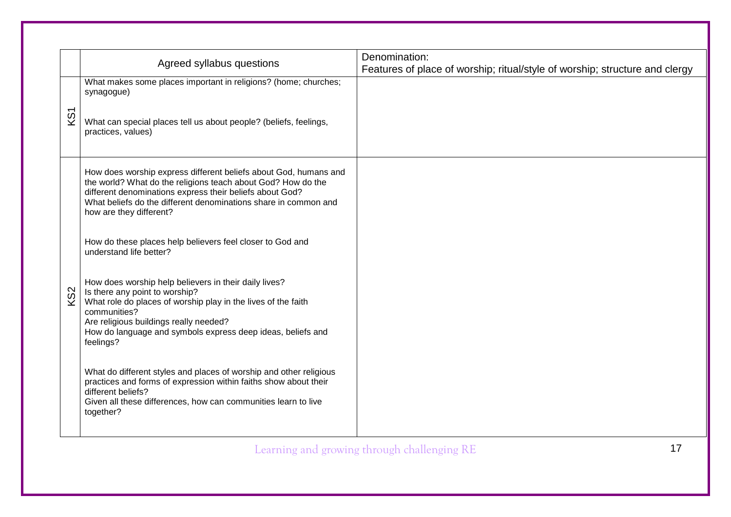| | Agreed syllabus questions | Denomination:<br>Features of place of worship; ritual/style of worship; structure and clergy |
|---|---|---|
| KS1 | What makes some places important in religions? (home; churches; synagogue)<br><br>What can special places tell us about people? (beliefs, feelings, practices, values) | |
| KS2 | How does worship express different beliefs about God, humans and the world? What do the religions teach about God? How do the different denominations express their beliefs about God?<br>What beliefs do the different denominations share in common and how are they different?<br><br>How do these places help believers feel closer to God and understand life better?<br><br>How does worship help believers in their daily lives?<br>Is there any point to worship?<br>What role do places of worship play in the lives of the faith communities?<br>Are religious buildings really needed?<br>How do language and symbols express deep ideas, beliefs and feelings?<br><br>What do different styles and places of worship and other religious practices and forms of expression within faiths show about their different beliefs?<br>Given all these differences, how can communities learn to live together? | |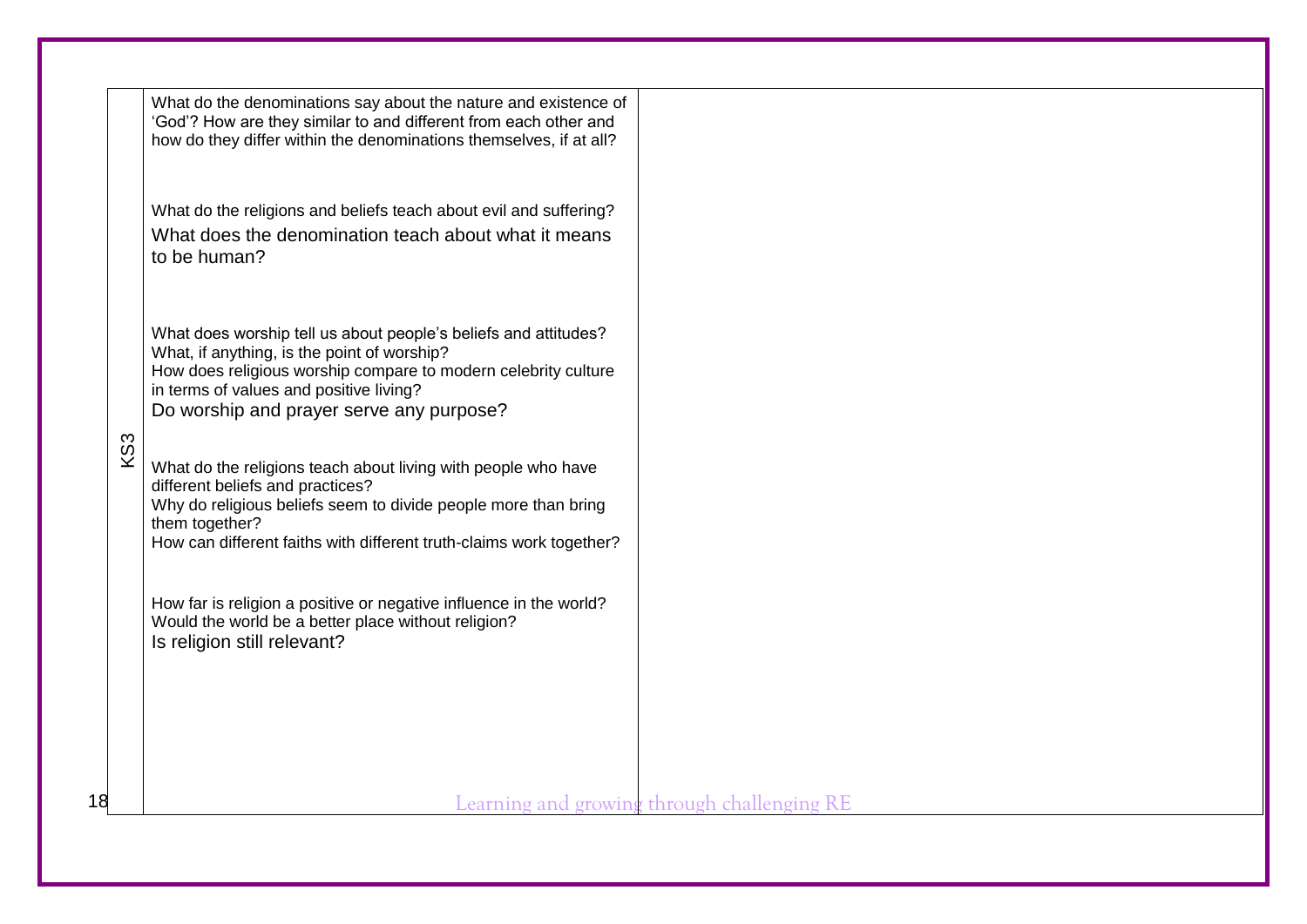| | | |
|---|---|---|
| KS3 | What do the denominations say about the nature and existence of 'God'? How are they similar to and different from each other and how do they differ within the denominations themselves, if at all?<br><br>What do the religions and beliefs teach about evil and suffering?<br>What does the denomination teach about what it means to be human?<br><br>What does worship tell us about people's beliefs and attitudes?<br>What, if anything, is the point of worship?<br>How does religious worship compare to modern celebrity culture in terms of values and positive living?<br>Do worship and prayer serve any purpose?<br><br>What do the religions teach about living with people who have different beliefs and practices?<br>Why do religious beliefs seem to divide people more than bring them together?<br>How can different faiths with different truth-claims work together?<br><br>How far is religion a positive or negative influence in the world?<br>Would the world be a better place without religion?<br>Is religion still relevant? | |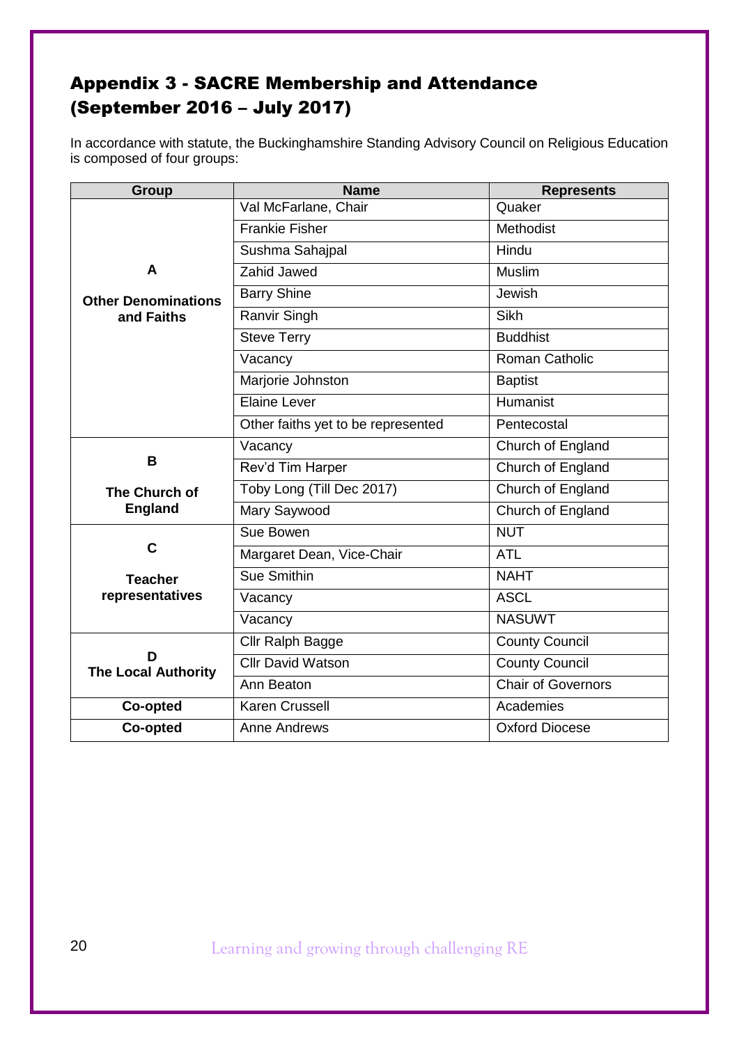## Appendix 3 - SACRE Membership and Attendance (September 2016 – July 2017)

In accordance with statute, the Buckinghamshire Standing Advisory Council on Religious Education is composed of four groups:

| Group | Name | Represents |
|---|---|---|
| **A** **Other Denominations and Faiths** | Val McFarlane, Chair | Quaker |
| | Frankie Fisher | Methodist |
| | Sushma Sahajpal | Hindu |
| | Zahid Jawed | Muslim |
| | Barry Shine | Jewish |
| | Ranvir Singh | Sikh |
| | Steve Terry | Buddhist |
| | Vacancy | Roman Catholic |
| | Marjorie Johnston | Baptist |
| | Elaine Lever | Humanist |
| | Other faiths yet to be represented | Pentecostal |
| **B** **The Church of England** | Vacancy | Church of England |
| | Rev'd Tim Harper | Church of England |
| | Toby Long (Till Dec 2017) | Church of England |
| | Mary Saywood | Church of England |
| **C** **Teacher representatives** | Sue Bowen | NUT |
| | Margaret Dean, Vice-Chair | ATL |
| | Sue Smithin | NAHT |
| | Vacancy | ASCL |
| | Vacancy | NASUWT |
| **D** **The Local Authority** | Cllr Ralph Bagge | County Council |
| | Cllr David Watson | County Council |
| | Ann Beaton | Chair of Governors |
| **Co-opted** | Karen Crussell | Academies |
| **Co-opted** | Anne Andrews | Oxford Diocese |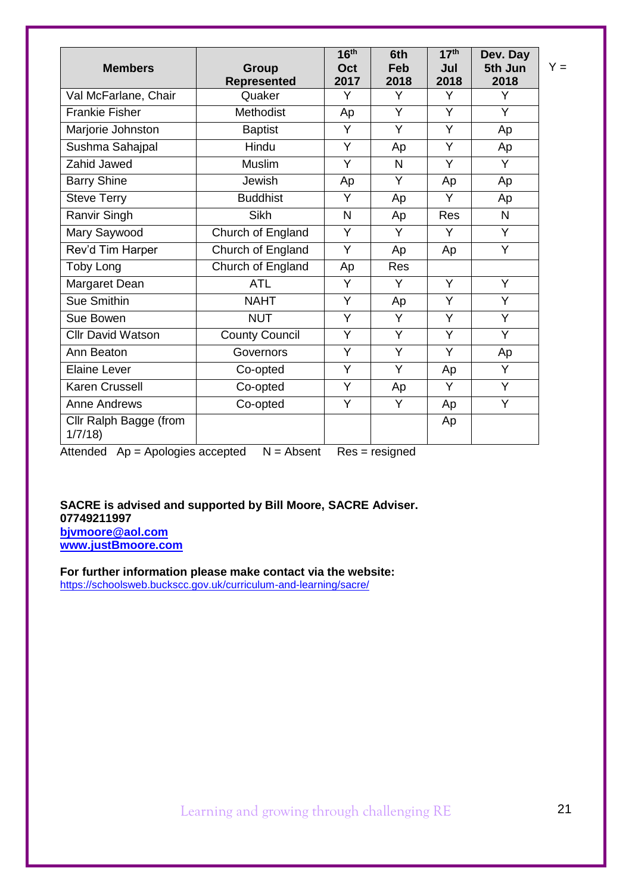| Members | Group Represented | 16th Oct 2017 | 6th Feb 2018 | 17th Jul 2018 | Dev. Day 5th Jun 2018 |
|---|---|---|---|---|---|
| Val McFarlane, Chair | Quaker | Y | Y | Y | Y |
| Frankie Fisher | Methodist | Ap | Y | Y | Y |
| Marjorie Johnston | Baptist | Y | Y | Y | Ap |
| Sushma Sahajpal | Hindu | Y | Ap | Y | Ap |
| Zahid Jawed | Muslim | Y | N | Y | Y |
| Barry Shine | Jewish | Ap | Y | Ap | Ap |
| Steve Terry | Buddhist | Y | Ap | Y | Ap |
| Ranvir Singh | Sikh | N | Ap | Res | N |
| Mary Saywood | Church of England | Y | Y | Y | Y |
| Rev'd Tim Harper | Church of England | Y | Ap | Ap | Y |
| Toby Long | Church of England | Ap | Res | | |
| Margaret Dean | ATL | Y | Y | Y | Y |
| Sue Smithin | NAHT | Y | Ap | Y | Y |
| Sue Bowen | NUT | Y | Y | Y | Y |
| Cllr David Watson | County Council | Y | Y | Y | Y |
| Ann Beaton | Governors | Y | Y | Y | Ap |
| Elaine Lever | Co-opted | Y | Y | Ap | Y |
| Karen Crussell | Co-opted | Y | Ap | Y | Y |
| Anne Andrews | Co-opted | Y | Y | Ap | Y |
| Cllr Ralph Bagge (from 1/7/18) | | | | Ap | |

Y = Attended  Ap = Apologies accepted  N = Absent  Res = resigned

**SACRE is advised and supported by Bill Moore, SACRE Adviser.**
**07749211997**
**bjvmoore@aol.com**
**www.justBmoore.com**

**For further information please make contact via the website:**
https://schoolsweb.buckscc.gov.uk/curriculum-and-learning/sacre/

Learning and growing through challenging RE